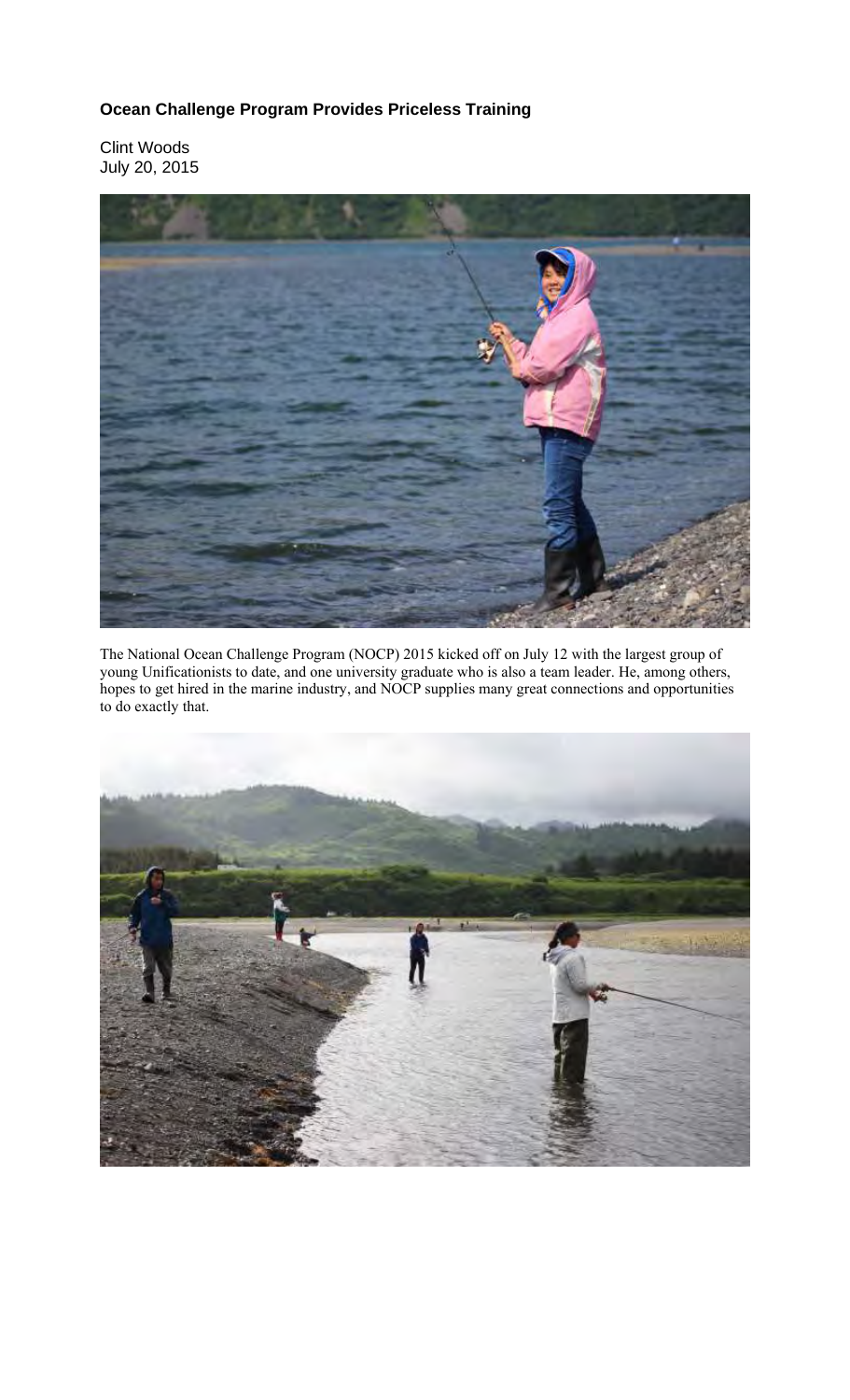**Ocean Challenge Program Provides Priceless Training**

Clint Woods
July 20, 2015

The National Ocean Challenge Program (NOCP) 2015 kicked off on July 12 with the largest group of young Unificationists to date, and one university graduate who is also a team leader. He, among others, hopes to get hired in the marine industry, and NOCP supplies many great connections and opportunities to do exactly that.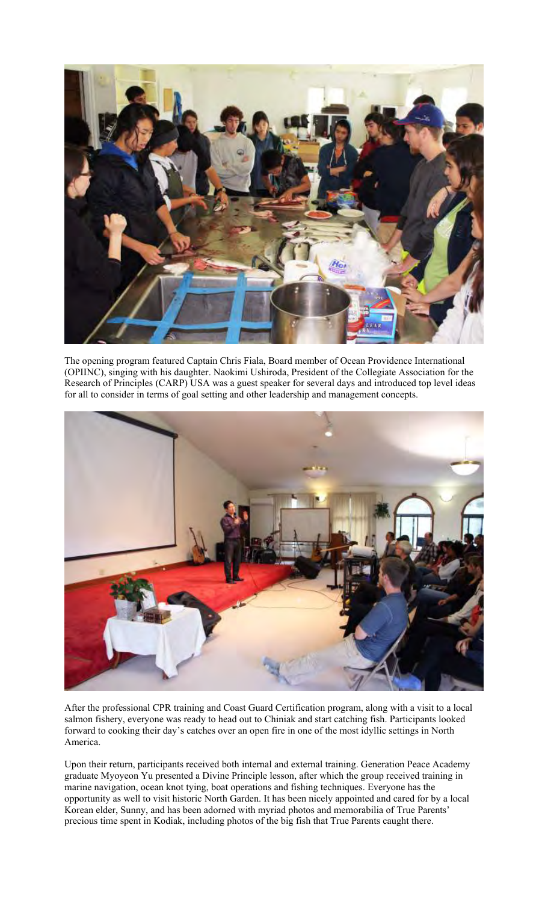The opening program featured Captain Chris Fiala, Board member of Ocean Providence International (OPIINC), singing with his daughter. Naokimi Ushiroda, President of the Collegiate Association for the Research of Principles (CARP) USA was a guest speaker for several days and introduced top level ideas for all to consider in terms of goal setting and other leadership and management concepts.

After the professional CPR training and Coast Guard Certification program, along with a visit to a local salmon fishery, everyone was ready to head out to Chiniak and start catching fish. Participants looked forward to cooking their day's catches over an open fire in one of the most idyllic settings in North America.

Upon their return, participants received both internal and external training. Generation Peace Academy graduate Myoyeon Yu presented a Divine Principle lesson, after which the group received training in marine navigation, ocean knot tying, boat operations and fishing techniques. Everyone has the opportunity as well to visit historic North Garden. It has been nicely appointed and cared for by a local Korean elder, Sunny, and has been adorned with myriad photos and memorabilia of True Parents' precious time spent in Kodiak, including photos of the big fish that True Parents caught there.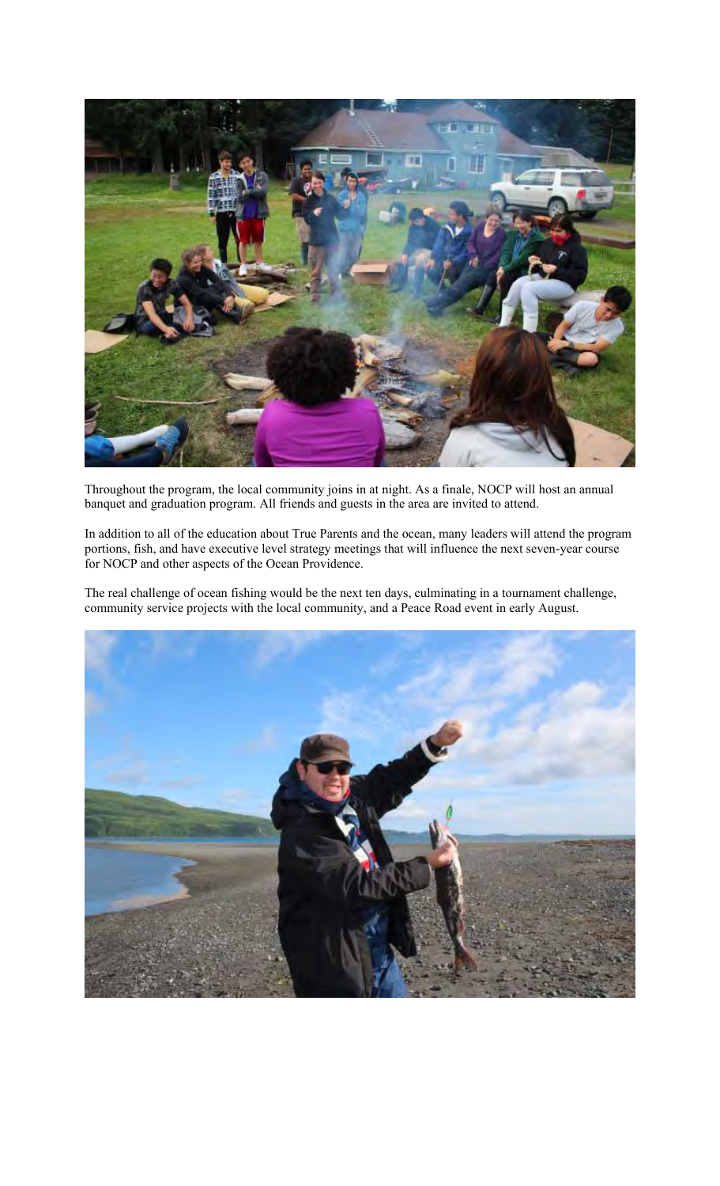Throughout the program, the local community joins in at night. As a finale, NOCP will host an annual banquet and graduation program. All friends and guests in the area are invited to attend.

In addition to all of the education about True Parents and the ocean, many leaders will attend the program portions, fish, and have executive level strategy meetings that will influence the next seven-year course for NOCP and other aspects of the Ocean Providence.

The real challenge of ocean fishing would be the next ten days, culminating in a tournament challenge, community service projects with the local community, and a Peace Road event in early August.